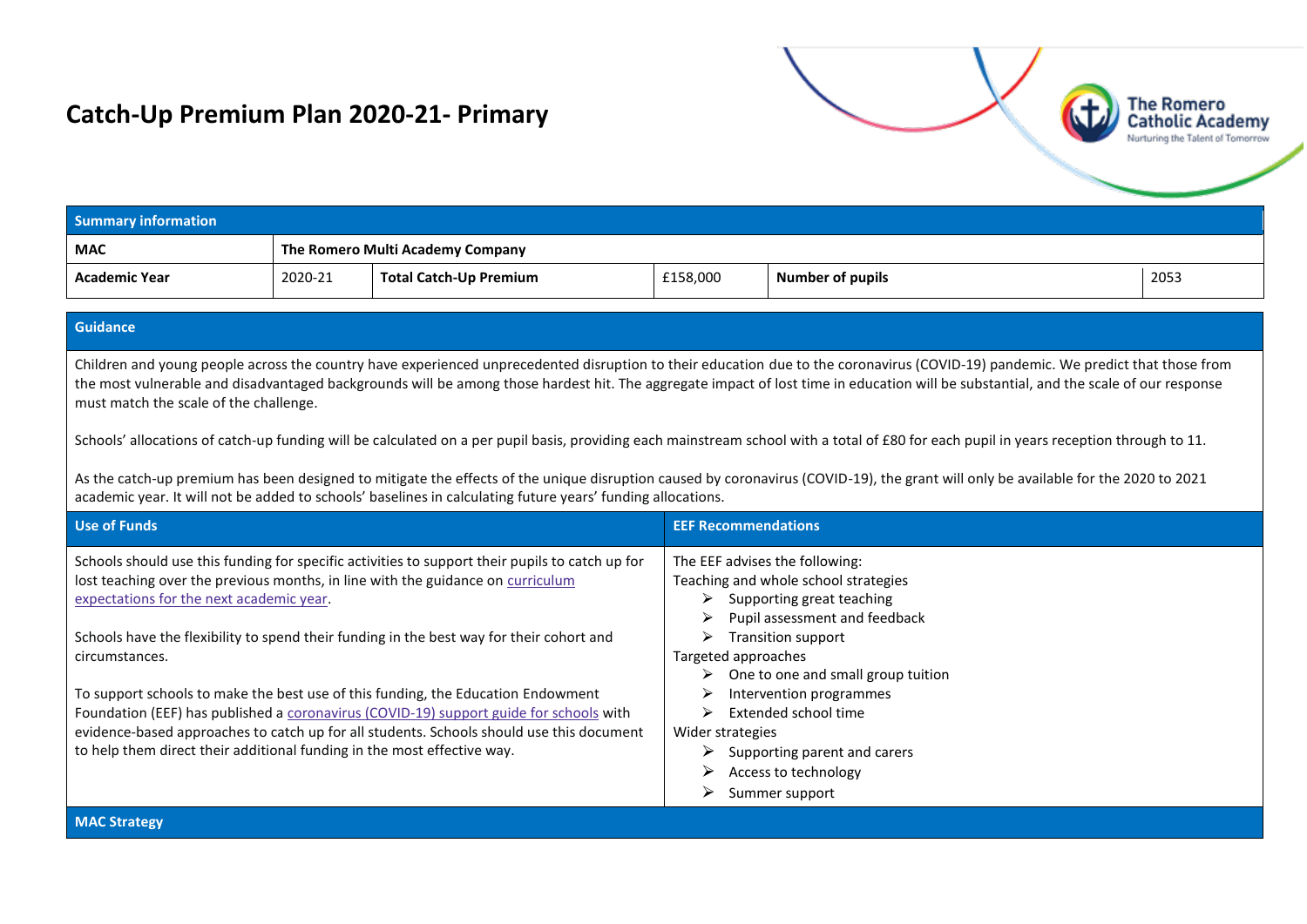# Catch-Up Premium Plan 2020-21- Primary

| Summary information | | | | | |
|---|---|---|---|---|---|
| **MAC** | **The Romero Multi Academy Company** | | | | |
| **Academic Year** | 2020-21 | **Total Catch-Up Premium** | £158,000 | **Number of pupils** | 2053 |

## Guidance

Children and young people across the country have experienced unprecedented disruption to their education due to the coronavirus (COVID-19) pandemic. We predict that those from the most vulnerable and disadvantaged backgrounds will be among those hardest hit. The aggregate impact of lost time in education will be substantial, and the scale of our response must match the scale of the challenge.

Schools' allocations of catch-up funding will be calculated on a per pupil basis, providing each mainstream school with a total of £80 for each pupil in years reception through to 11.

As the catch-up premium has been designed to mitigate the effects of the unique disruption caused by coronavirus (COVID-19), the grant will only be available for the 2020 to 2021 academic year. It will not be added to schools' baselines in calculating future years' funding allocations.

## Use of Funds

Schools should use this funding for specific activities to support their pupils to catch up for lost teaching over the previous months, in line with the guidance on curriculum expectations for the next academic year.

Schools have the flexibility to spend their funding in the best way for their cohort and circumstances.

To support schools to make the best use of this funding, the Education Endowment Foundation (EEF) has published a coronavirus (COVID-19) support guide for schools with evidence-based approaches to catch up for all students. Schools should use this document to help them direct their additional funding in the most effective way.

## EEF Recommendations

The EEF advises the following:

Teaching and whole school strategies

- Supporting great teaching
- Pupil assessment and feedback
- Transition support

Targeted approaches

- One to one and small group tuition
- Intervention programmes
- Extended school time

Wider strategies

- Supporting parent and carers
- Access to technology
- Summer support

## MAC Strategy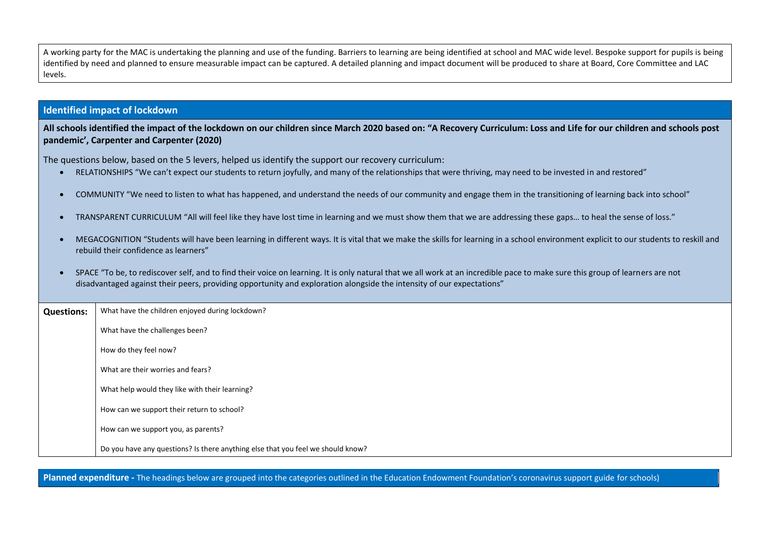A working party for the MAC is undertaking the planning and use of the funding. Barriers to learning are being identified at school and MAC wide level. Bespoke support for pupils is being identified by need and planned to ensure measurable impact can be captured. A detailed planning and impact document will be produced to share at Board, Core Committee and LAC levels.

## Identified impact of lockdown

**All schools identified the impact of the lockdown on our children since March 2020 based on: "A Recovery Curriculum: Loss and Life for our children and schools post pandemic', Carpenter and Carpenter (2020)**

The questions below, based on the 5 levers, helped us identify the support our recovery curriculum:

- RELATIONSHIPS "We can't expect our students to return joyfully, and many of the relationships that were thriving, may need to be invested in and restored"
- COMMUNITY "We need to listen to what has happened, and understand the needs of our community and engage them in the transitioning of learning back into school"
- TRANSPARENT CURRICULUM "All will feel like they have lost time in learning and we must show them that we are addressing these gaps… to heal the sense of loss."
- MEGACOGNITION "Students will have been learning in different ways. It is vital that we make the skills for learning in a school environment explicit to our students to reskill and rebuild their confidence as learners"
- SPACE "To be, to rediscover self, and to find their voice on learning. It is only natural that we all work at an incredible pace to make sure this group of learners are not disadvantaged against their peers, providing opportunity and exploration alongside the intensity of our expectations"

| **Questions:** | What have the children enjoyed during lockdown? |
|---|---|
| | What have the challenges been? |
| | How do they feel now? |
| | What are their worries and fears? |
| | What help would they like with their learning? |
| | How can we support their return to school? |
| | How can we support you, as parents? |
| | Do you have any questions? Is there anything else that you feel we should know? |

**Planned expenditure -** The headings below are grouped into the categories outlined in the Education Endowment Foundation's coronavirus support guide for schools)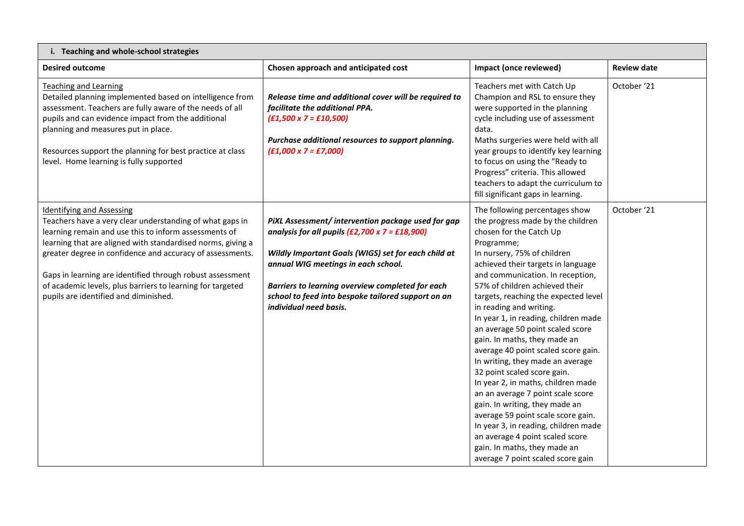| i. Teaching and whole-school strategies | | | |
|---|---|---|---|
| **Desired outcome** | **Chosen approach and anticipated cost** | **Impact (once reviewed)** | **Review date** |
| Teaching and Learning<br>Detailed planning implemented based on intelligence from assessment. Teachers are fully aware of the needs of all pupils and can evidence impact from the additional planning and measures put in place.<br><br>Resources support the planning for best practice at class level. Home learning is fully supported | ***Release time and additional cover will be required to facilitate the additional PPA.***<br>***(£1,500 x 7 = £10,500)***<br><br>***Purchase additional resources to support planning.***<br>***(£1,000 x 7 = £7,000)*** | Teachers met with Catch Up Champion and RSL to ensure they were supported in the planning cycle including use of assessment data.<br>Maths surgeries were held with all year groups to identify key learning to focus on using the "Ready to Progress" criteria. This allowed teachers to adapt the curriculum to fill significant gaps in learning. | October '21 |
| Identifying and Assessing<br>Teachers have a very clear understanding of what gaps in learning remain and use this to inform assessments of learning that are aligned with standardised norms, giving a greater degree in confidence and accuracy of assessments.<br><br>Gaps in learning are identified through robust assessment of academic levels, plus barriers to learning for targeted pupils are identified and diminished. | ***PiXL Assessment/ intervention package used for gap analysis for all pupils (£2,700 x 7 = £18,900)***<br><br>***Wildly Important Goals (WIGS) set for each child at annual WIG meetings in each school.***<br><br>***Barriers to learning overview completed for each school to feed into bespoke tailored support on an individual need basis.*** | The following percentages show the progress made by the children chosen for the Catch Up Programme;<br>In nursery, 75% of children achieved their targets in language and communication. In reception, 57% of children achieved their targets, reaching the expected level in reading and writing.<br>In year 1, in reading, children made an average 50 point scaled score gain. In maths, they made an average 40 point scaled score gain. In writing, they made an average 32 point scaled score gain.<br>In year 2, in maths, children made an an average 7 point scale score gain. In writing, they made an average 59 point scale score gain.<br>In year 3, in reading, children made an average 4 point scaled score gain. In maths, they made an average 7 point scaled score gain | October '21 |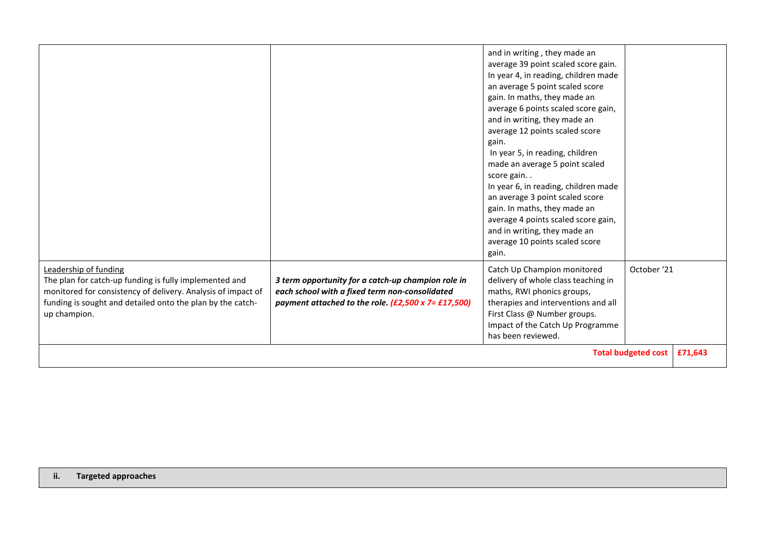| | | | | |
|---|---|---|---|---|
| | | and in writing , they made an average 39 point scaled score gain. In year 4, in reading, children made an average 5 point scaled score gain. In maths, they made an average 6 points scaled score gain, and in writing, they made an average 12 points scaled score gain. In year 5, in reading, children made an average 5 point scaled score gain. . In year 6, in reading, children made an average 3 point scaled score gain. In maths, they made an average 4 points scaled score gain, and in writing, they made an average 10 points scaled score gain. | | |
| Leadership of funding<br>The plan for catch-up funding is fully implemented and monitored for consistency of delivery. Analysis of impact of funding is sought and detailed onto the plan by the catch-up champion. | ***3 term opportunity for a catch-up champion role in each school with a fixed term non-consolidated payment attached to the role. (£2,500 x 7= £17,500)*** | Catch Up Champion monitored delivery of whole class teaching in maths, RWI phonics groups, therapies and interventions and all First Class @ Number groups. Impact of the Catch Up Programme has been reviewed. | October '21 | |
| | | | **Total budgeted cost** | **£71,643** |

| | |
|---|---|
| **ii.** | **Targeted approaches** |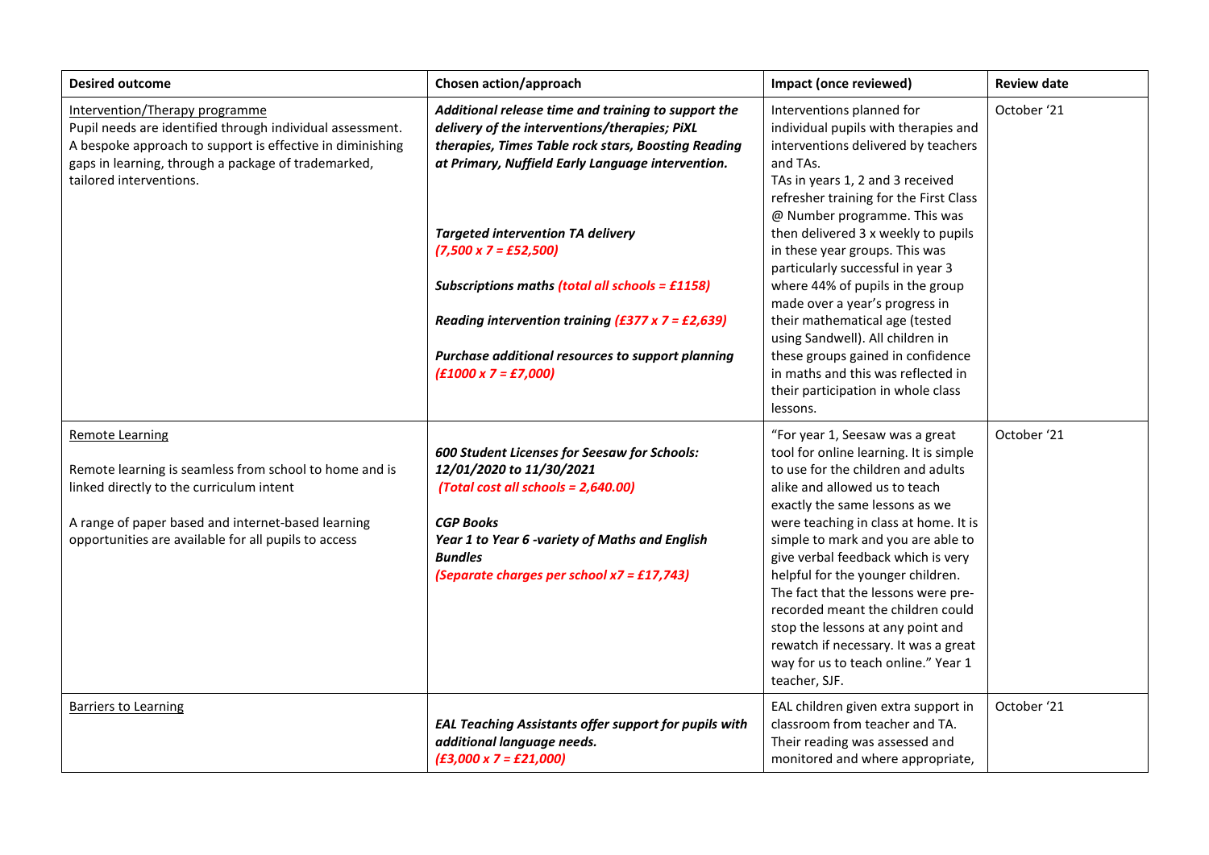| Desired outcome | Chosen action/approach | Impact (once reviewed) | Review date |
|---|---|---|---|
| Intervention/Therapy programme<br>Pupil needs are identified through individual assessment. A bespoke approach to support is effective in diminishing gaps in learning, through a package of trademarked, tailored interventions. | ***Additional release time and training to support the delivery of the interventions/therapies; PiXL therapies, Times Table rock stars, Boosting Reading at Primary, Nuffield Early Language intervention.***<br><br>***Targeted intervention TA delivery (7,500 x 7 = £52,500)***<br><br>***Subscriptions maths (total all schools = £1158)***<br><br>***Reading intervention training (£377 x 7 = £2,639)***<br><br>***Purchase additional resources to support planning (£1000 x 7 = £7,000)*** | Interventions planned for individual pupils with therapies and interventions delivered by teachers and TAs.<br>TAs in years 1, 2 and 3 received refresher training for the First Class @ Number programme. This was then delivered 3 x weekly to pupils in these year groups. This was particularly successful in year 3 where 44% of pupils in the group made over a year's progress in their mathematical age (tested using Sandwell). All children in these groups gained in confidence in maths and this was reflected in their participation in whole class lessons. | October '21 |
| Remote Learning<br><br>Remote learning is seamless from school to home and is linked directly to the curriculum intent<br><br>A range of paper based and internet-based learning opportunities are available for all pupils to access | ***600 Student Licenses for Seesaw for Schools: 12/01/2020 to 11/30/2021***<br>***(Total cost all schools = 2,640.00)***<br><br>***CGP Books***<br>***Year 1 to Year 6 -variety of Maths and English Bundles***<br>***(Separate charges per school x7 = £17,743)*** | "For year 1, Seesaw was a great tool for online learning. It is simple to use for the children and adults alike and allowed us to teach exactly the same lessons as we were teaching in class at home. It is simple to mark and you are able to give verbal feedback which is very helpful for the younger children. The fact that the lessons were pre-recorded meant the children could stop the lessons at any point and rewatch if necessary. It was a great way for us to teach online." Year 1 teacher, SJF. | October '21 |
| Barriers to Learning | ***EAL Teaching Assistants offer support for pupils with additional language needs.***<br>***(£3,000 x 7 = £21,000)*** | EAL children given extra support in classroom from teacher and TA. Their reading was assessed and monitored and where appropriate, | October '21 |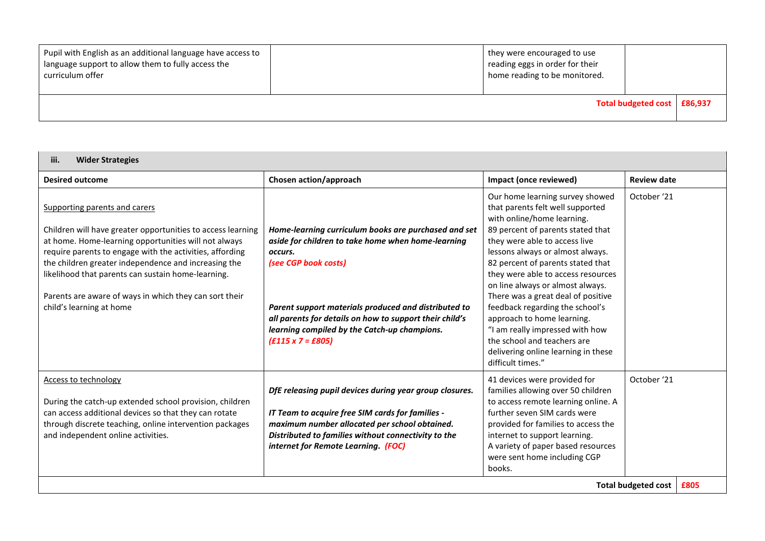| | | | | |
|---|---|---|---|---|
| Pupil with English as an additional language have access to language support to allow them to fully access the curriculum offer | | they were encouraged to use reading eggs in order for their home reading to be monitored. | | |
| | | | **Total budgeted cost** | **£86,937** |

### iii. Wider Strategies

| Desired outcome | Chosen action/approach | Impact (once reviewed) | Review date |
|---|---|---|---|
| Supporting parents and carers<br><br>Children will have greater opportunities to access learning at home. Home-learning opportunities will not always require parents to engage with the activities, affording the children greater independence and increasing the likelihood that parents can sustain home-learning.<br><br>Parents are aware of ways in which they can sort their child's learning at home | ***Home-learning curriculum books are purchased and set aside for children to take home when home-learning occurs.***<br>***(see CGP book costs)***<br><br>***Parent support materials produced and distributed to all parents for details on how to support their child's learning compiled by the Catch-up champions.***<br>***(£115 x 7 = £805)*** | Our home learning survey showed that parents felt well supported with online/home learning.<br>89 percent of parents stated that they were able to access live lessons always or almost always.<br>82 percent of parents stated that they were able to access resources on line always or almost always.<br>There was a great deal of positive feedback regarding the school's approach to home learning.<br>"I am really impressed with how the school and teachers are delivering online learning in these difficult times." | October '21 |
| Access to technology<br><br>During the catch-up extended school provision, children can access additional devices so that they can rotate through discrete teaching, online intervention packages and independent online activities. | ***DfE releasing pupil devices during year group closures.***<br><br>***IT Team to acquire free SIM cards for families - maximum number allocated per school obtained. Distributed to families without connectivity to the internet for Remote Learning. (FOC)*** | 41 devices were provided for families allowing over 50 children to access remote learning online. A further seven SIM cards were provided for families to access the internet to support learning.<br>A variety of paper based resources were sent home including CGP books. | October '21 |
| | | **Total budgeted cost** | **£805** |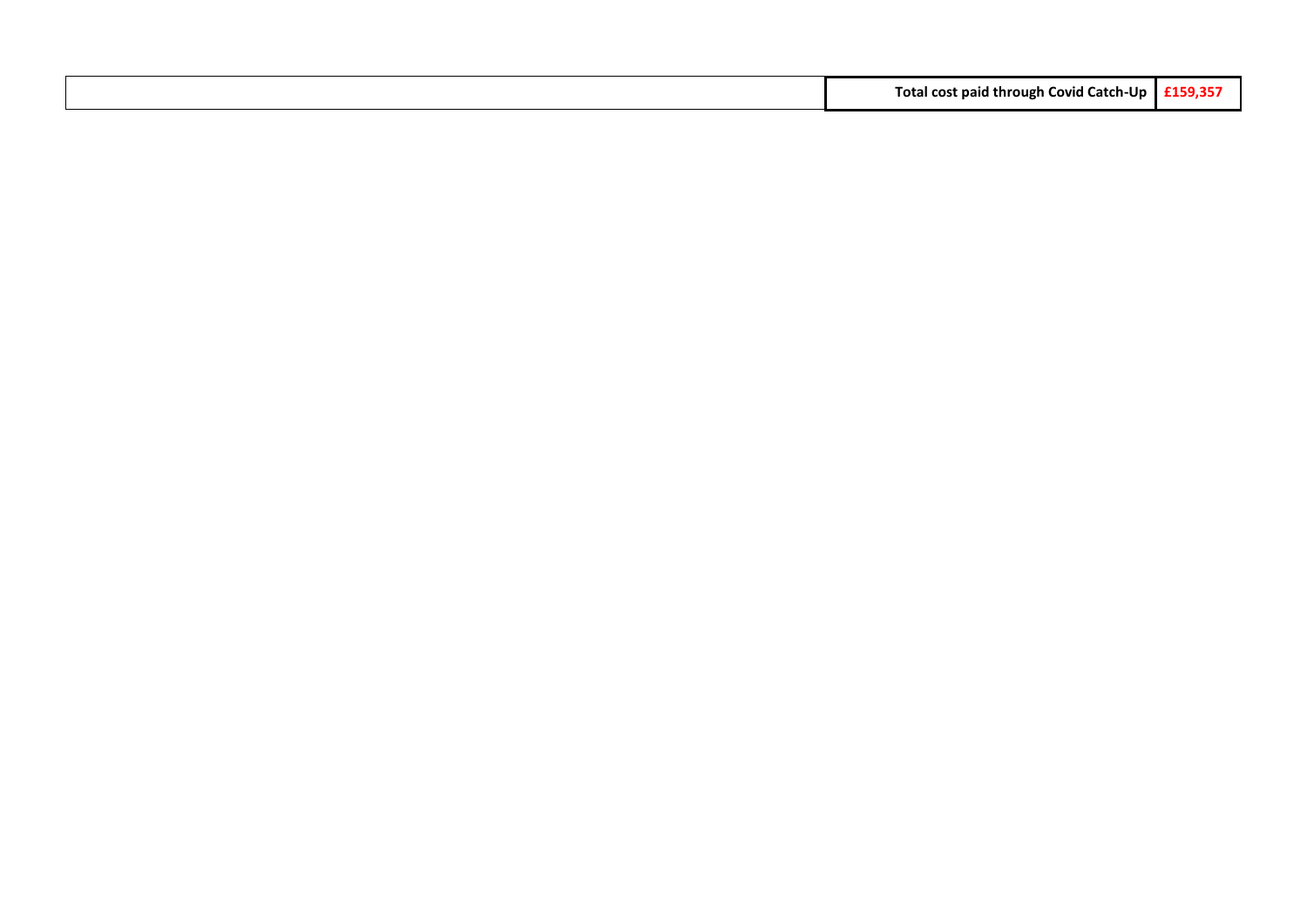| | | |
|---|---|---|
| | **Total cost paid through Covid Catch-Up** | **£159,357** |